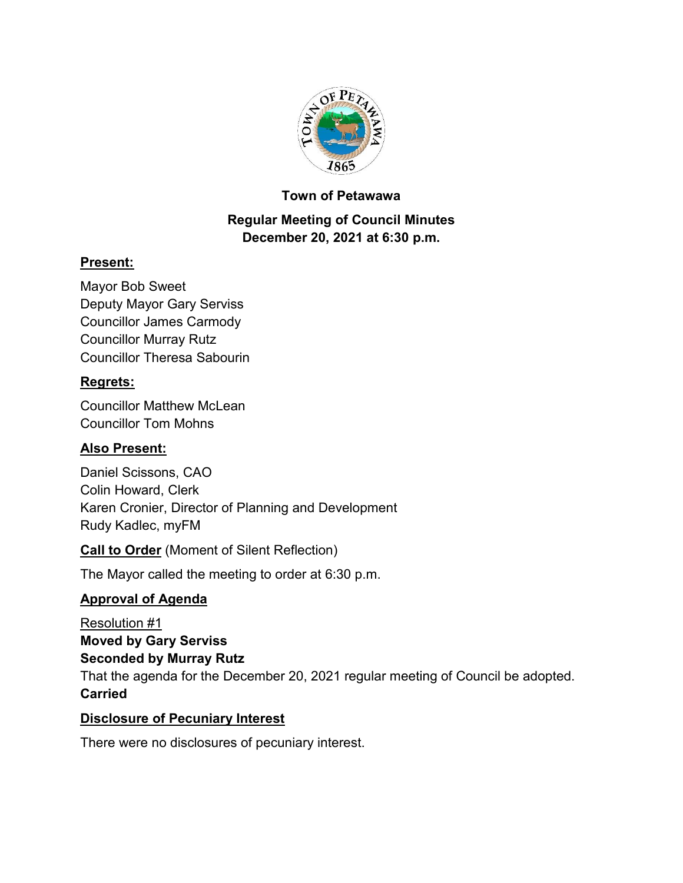# Town of Petawawa

## Regular Meeting of Council Minutes
## December 20, 2021 at 6:30 p.m.

### Present:

Mayor Bob Sweet
Deputy Mayor Gary Serviss
Councillor James Carmody
Councillor Murray Rutz
Councillor Theresa Sabourin

### Regrets:

Councillor Matthew McLean
Councillor Tom Mohns

### Also Present:

Daniel Scissons, CAO
Colin Howard, Clerk
Karen Cronier, Director of Planning and Development
Rudy Kadlec, myFM

### Call to Order (Moment of Silent Reflection)

The Mayor called the meeting to order at 6:30 p.m.

### Approval of Agenda

Resolution #1
**Moved by Gary Serviss**
**Seconded by Murray Rutz**
That the agenda for the December 20, 2021 regular meeting of Council be adopted.
**Carried**

### Disclosure of Pecuniary Interest

There were no disclosures of pecuniary interest.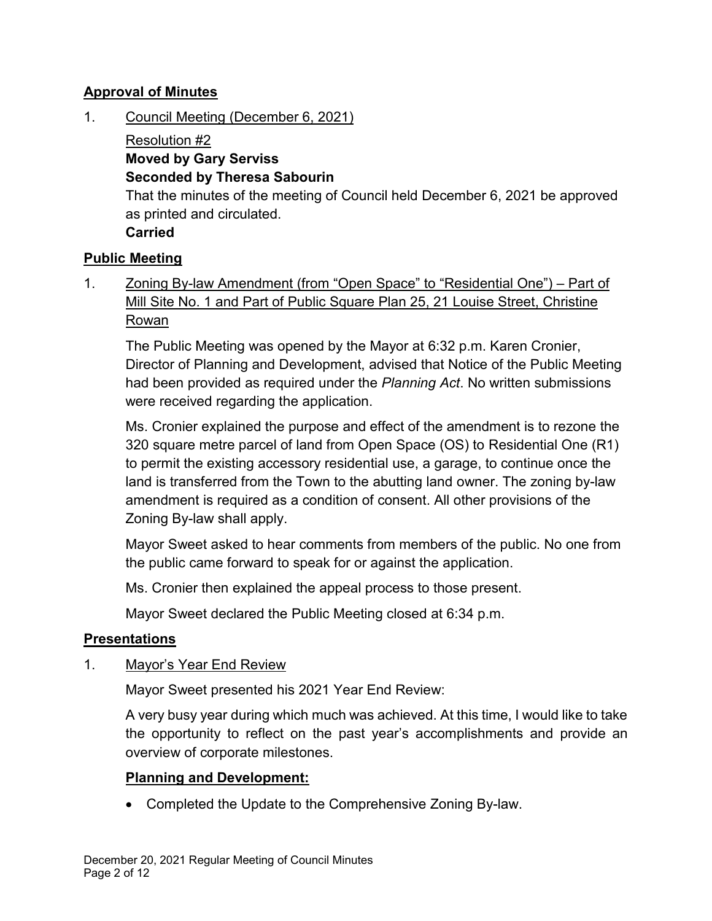## Approval of Minutes

1. Council Meeting (December 6, 2021)

   Resolution #2
   **Moved by Gary Serviss**
   **Seconded by Theresa Sabourin**
   That the minutes of the meeting of Council held December 6, 2021 be approved as printed and circulated.
   **Carried**

## Public Meeting

1. Zoning By-law Amendment (from "Open Space" to "Residential One") – Part of Mill Site No. 1 and Part of Public Square Plan 25, 21 Louise Street, Christine Rowan

   The Public Meeting was opened by the Mayor at 6:32 p.m. Karen Cronier, Director of Planning and Development, advised that Notice of the Public Meeting had been provided as required under the *Planning Act*. No written submissions were received regarding the application.

   Ms. Cronier explained the purpose and effect of the amendment is to rezone the 320 square metre parcel of land from Open Space (OS) to Residential One (R1) to permit the existing accessory residential use, a garage, to continue once the land is transferred from the Town to the abutting land owner. The zoning by-law amendment is required as a condition of consent. All other provisions of the Zoning By-law shall apply.

   Mayor Sweet asked to hear comments from members of the public. No one from the public came forward to speak for or against the application.

   Ms. Cronier then explained the appeal process to those present.

   Mayor Sweet declared the Public Meeting closed at 6:34 p.m.

## Presentations

1. Mayor's Year End Review

   Mayor Sweet presented his 2021 Year End Review:

   A very busy year during which much was achieved. At this time, I would like to take the opportunity to reflect on the past year's accomplishments and provide an overview of corporate milestones.

   **Planning and Development:**

   - Completed the Update to the Comprehensive Zoning By-law.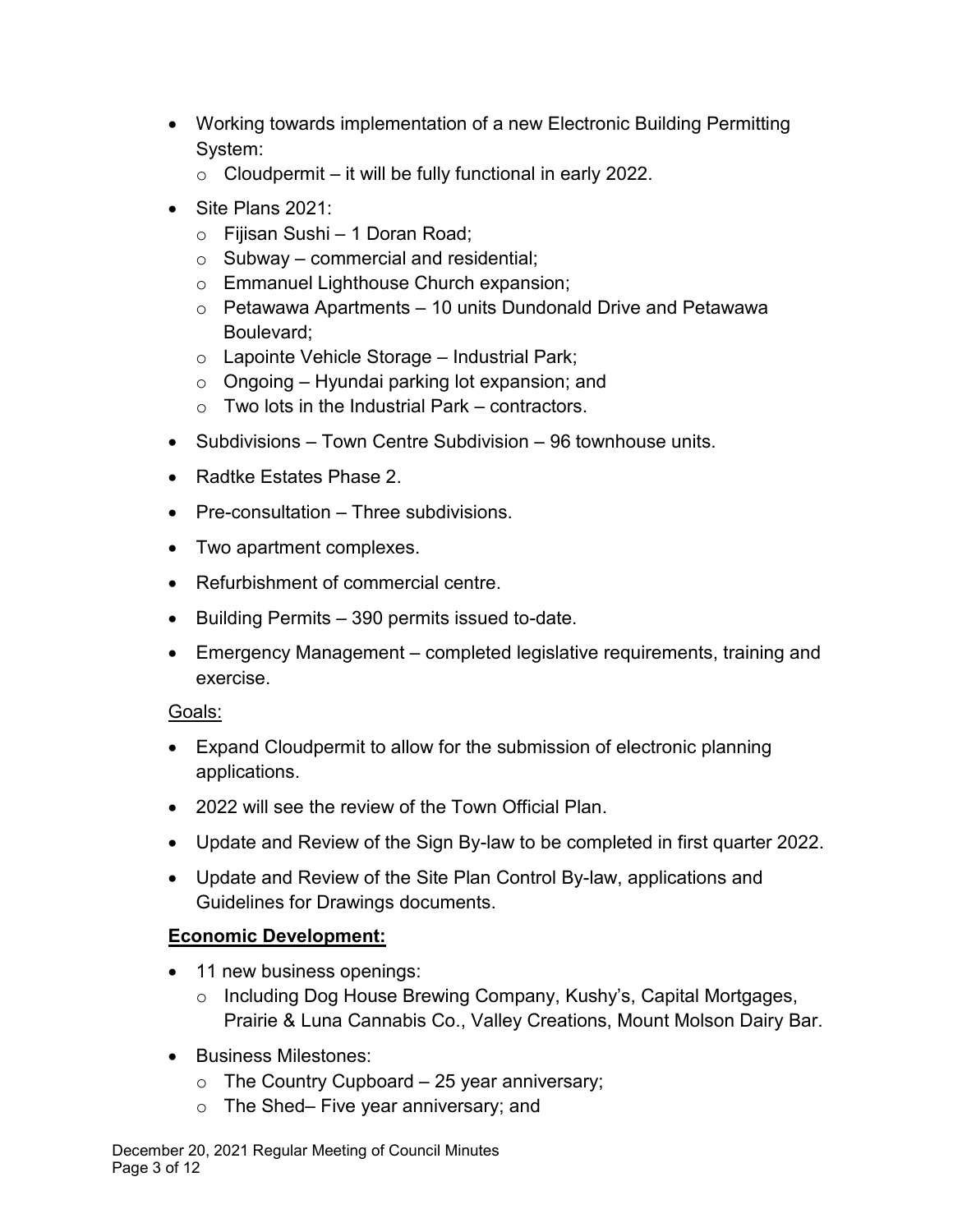- Working towards implementation of a new Electronic Building Permitting System:
  - Cloudpermit – it will be fully functional in early 2022.
- Site Plans 2021:
  - Fijisan Sushi – 1 Doran Road;
  - Subway – commercial and residential;
  - Emmanuel Lighthouse Church expansion;
  - Petawawa Apartments – 10 units Dundonald Drive and Petawawa Boulevard;
  - Lapointe Vehicle Storage – Industrial Park;
  - Ongoing – Hyundai parking lot expansion; and
  - Two lots in the Industrial Park – contractors.
- Subdivisions – Town Centre Subdivision – 96 townhouse units.
- Radtke Estates Phase 2.
- Pre-consultation – Three subdivisions.
- Two apartment complexes.
- Refurbishment of commercial centre.
- Building Permits – 390 permits issued to-date.
- Emergency Management – completed legislative requirements, training and exercise.

Goals:

- Expand Cloudpermit to allow for the submission of electronic planning applications.
- 2022 will see the review of the Town Official Plan.
- Update and Review of the Sign By-law to be completed in first quarter 2022.
- Update and Review of the Site Plan Control By-law, applications and Guidelines for Drawings documents.

**Economic Development:**

- 11 new business openings:
  - Including Dog House Brewing Company, Kushy's, Capital Mortgages, Prairie & Luna Cannabis Co., Valley Creations, Mount Molson Dairy Bar.
- Business Milestones:
  - The Country Cupboard – 25 year anniversary;
  - The Shed– Five year anniversary; and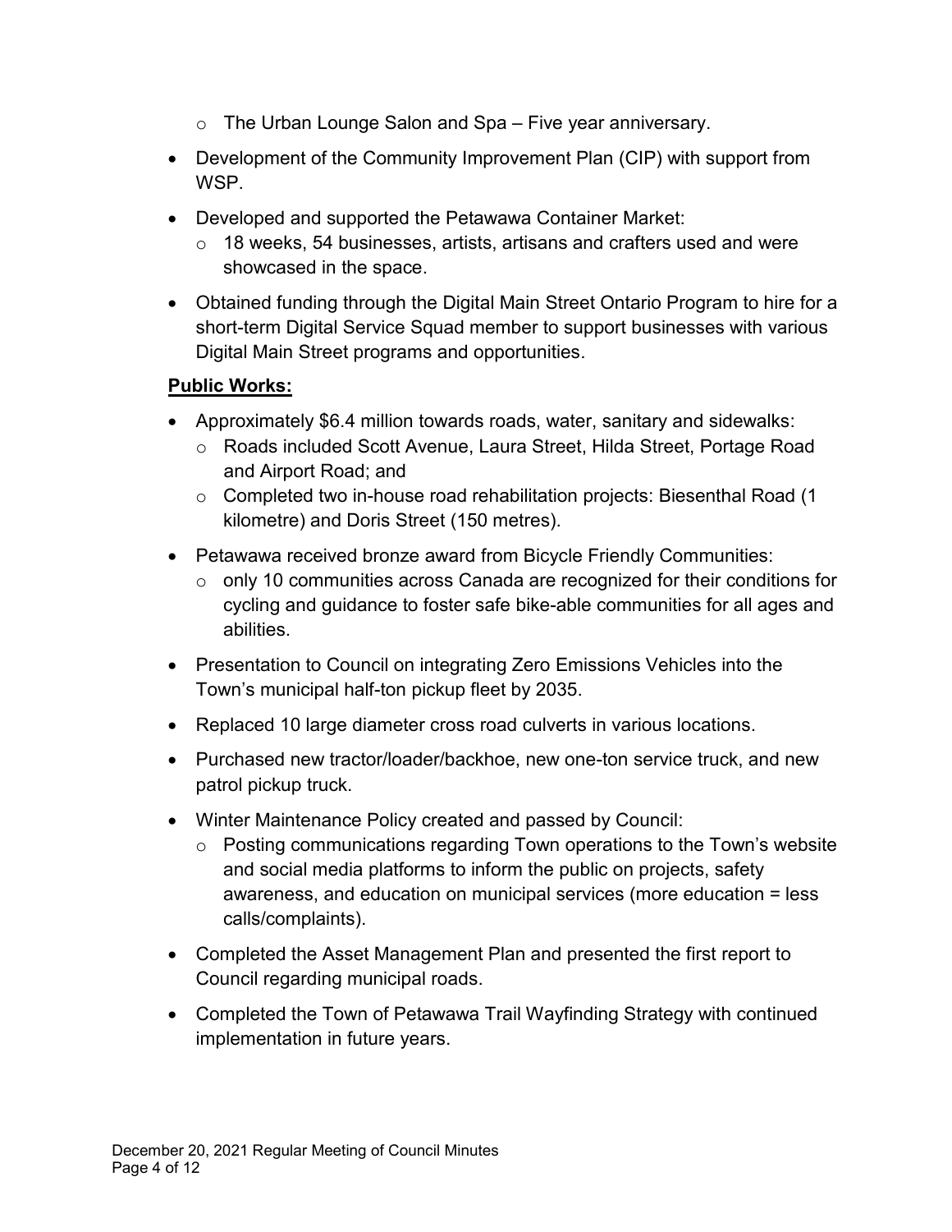- The Urban Lounge Salon and Spa – Five year anniversary.

- Development of the Community Improvement Plan (CIP) with support from WSP.
- Developed and supported the Petawawa Container Market:
  - 18 weeks, 54 businesses, artists, artisans and crafters used and were showcased in the space.
- Obtained funding through the Digital Main Street Ontario Program to hire for a short-term Digital Service Squad member to support businesses with various Digital Main Street programs and opportunities.

**Public Works:**

- Approximately $6.4 million towards roads, water, sanitary and sidewalks:
  - Roads included Scott Avenue, Laura Street, Hilda Street, Portage Road and Airport Road; and
  - Completed two in-house road rehabilitation projects: Biesenthal Road (1 kilometre) and Doris Street (150 metres).
- Petawawa received bronze award from Bicycle Friendly Communities:
  - only 10 communities across Canada are recognized for their conditions for cycling and guidance to foster safe bike-able communities for all ages and abilities.
- Presentation to Council on integrating Zero Emissions Vehicles into the Town's municipal half-ton pickup fleet by 2035.
- Replaced 10 large diameter cross road culverts in various locations.
- Purchased new tractor/loader/backhoe, new one-ton service truck, and new patrol pickup truck.
- Winter Maintenance Policy created and passed by Council:
  - Posting communications regarding Town operations to the Town's website and social media platforms to inform the public on projects, safety awareness, and education on municipal services (more education = less calls/complaints).
- Completed the Asset Management Plan and presented the first report to Council regarding municipal roads.
- Completed the Town of Petawawa Trail Wayfinding Strategy with continued implementation in future years.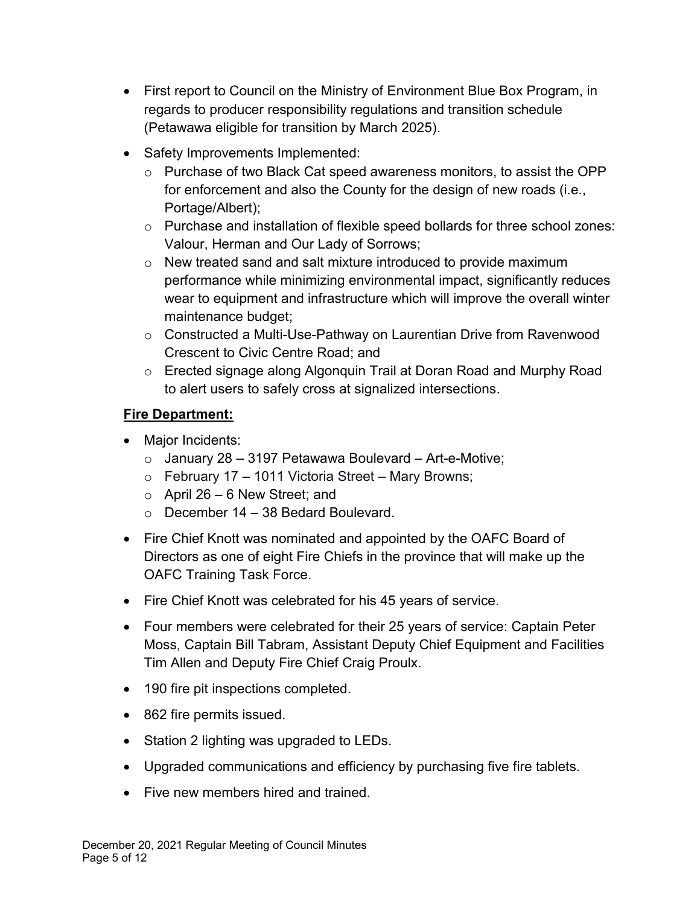- First report to Council on the Ministry of Environment Blue Box Program, in regards to producer responsibility regulations and transition schedule (Petawawa eligible for transition by March 2025).
- Safety Improvements Implemented:
  - Purchase of two Black Cat speed awareness monitors, to assist the OPP for enforcement and also the County for the design of new roads (i.e., Portage/Albert);
  - Purchase and installation of flexible speed bollards for three school zones: Valour, Herman and Our Lady of Sorrows;
  - New treated sand and salt mixture introduced to provide maximum performance while minimizing environmental impact, significantly reduces wear to equipment and infrastructure which will improve the overall winter maintenance budget;
  - Constructed a Multi-Use-Pathway on Laurentian Drive from Ravenwood Crescent to Civic Centre Road; and
  - Erected signage along Algonquin Trail at Doran Road and Murphy Road to alert users to safely cross at signalized intersections.

**Fire Department:**

- Major Incidents:
  - January 28 – 3197 Petawawa Boulevard – Art-e-Motive;
  - February 17 – 1011 Victoria Street – Mary Browns;
  - April 26 – 6 New Street; and
  - December 14 – 38 Bedard Boulevard.
- Fire Chief Knott was nominated and appointed by the OAFC Board of Directors as one of eight Fire Chiefs in the province that will make up the OAFC Training Task Force.
- Fire Chief Knott was celebrated for his 45 years of service.
- Four members were celebrated for their 25 years of service: Captain Peter Moss, Captain Bill Tabram, Assistant Deputy Chief Equipment and Facilities Tim Allen and Deputy Fire Chief Craig Proulx.
- 190 fire pit inspections completed.
- 862 fire permits issued.
- Station 2 lighting was upgraded to LEDs.
- Upgraded communications and efficiency by purchasing five fire tablets.
- Five new members hired and trained.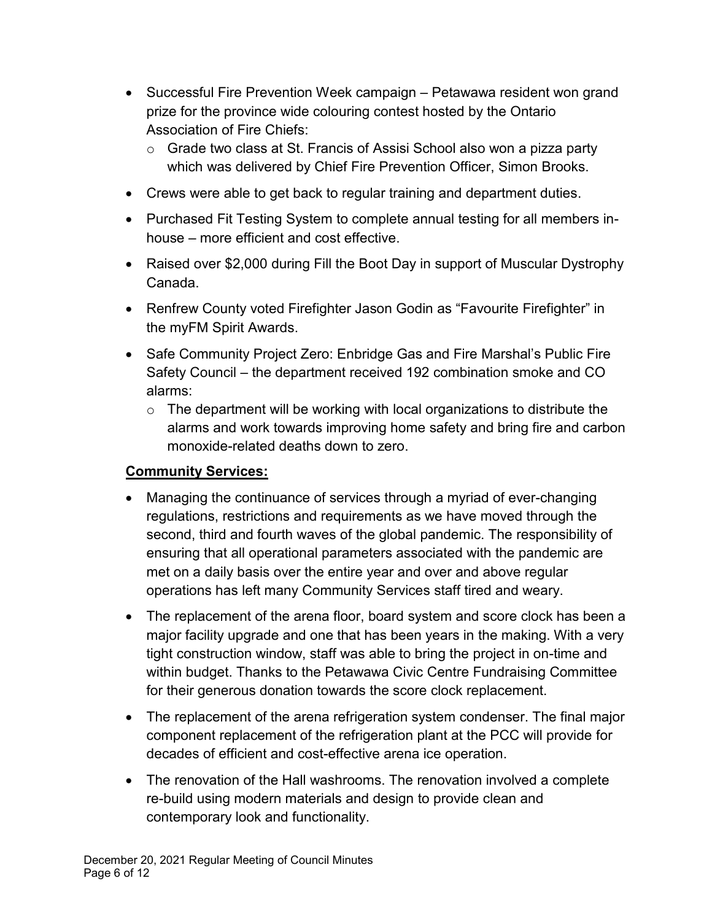- Successful Fire Prevention Week campaign – Petawawa resident won grand prize for the province wide colouring contest hosted by the Ontario Association of Fire Chiefs:
    - Grade two class at St. Francis of Assisi School also won a pizza party which was delivered by Chief Fire Prevention Officer, Simon Brooks.
- Crews were able to get back to regular training and department duties.
- Purchased Fit Testing System to complete annual testing for all members in-house – more efficient and cost effective.
- Raised over $2,000 during Fill the Boot Day in support of Muscular Dystrophy Canada.
- Renfrew County voted Firefighter Jason Godin as "Favourite Firefighter" in the myFM Spirit Awards.
- Safe Community Project Zero: Enbridge Gas and Fire Marshal's Public Fire Safety Council – the department received 192 combination smoke and CO alarms:
    - The department will be working with local organizations to distribute the alarms and work towards improving home safety and bring fire and carbon monoxide-related deaths down to zero.

**Community Services:**

- Managing the continuance of services through a myriad of ever-changing regulations, restrictions and requirements as we have moved through the second, third and fourth waves of the global pandemic. The responsibility of ensuring that all operational parameters associated with the pandemic are met on a daily basis over the entire year and over and above regular operations has left many Community Services staff tired and weary.
- The replacement of the arena floor, board system and score clock has been a major facility upgrade and one that has been years in the making. With a very tight construction window, staff was able to bring the project in on-time and within budget. Thanks to the Petawawa Civic Centre Fundraising Committee for their generous donation towards the score clock replacement.
- The replacement of the arena refrigeration system condenser. The final major component replacement of the refrigeration plant at the PCC will provide for decades of efficient and cost-effective arena ice operation.
- The renovation of the Hall washrooms. The renovation involved a complete re-build using modern materials and design to provide clean and contemporary look and functionality.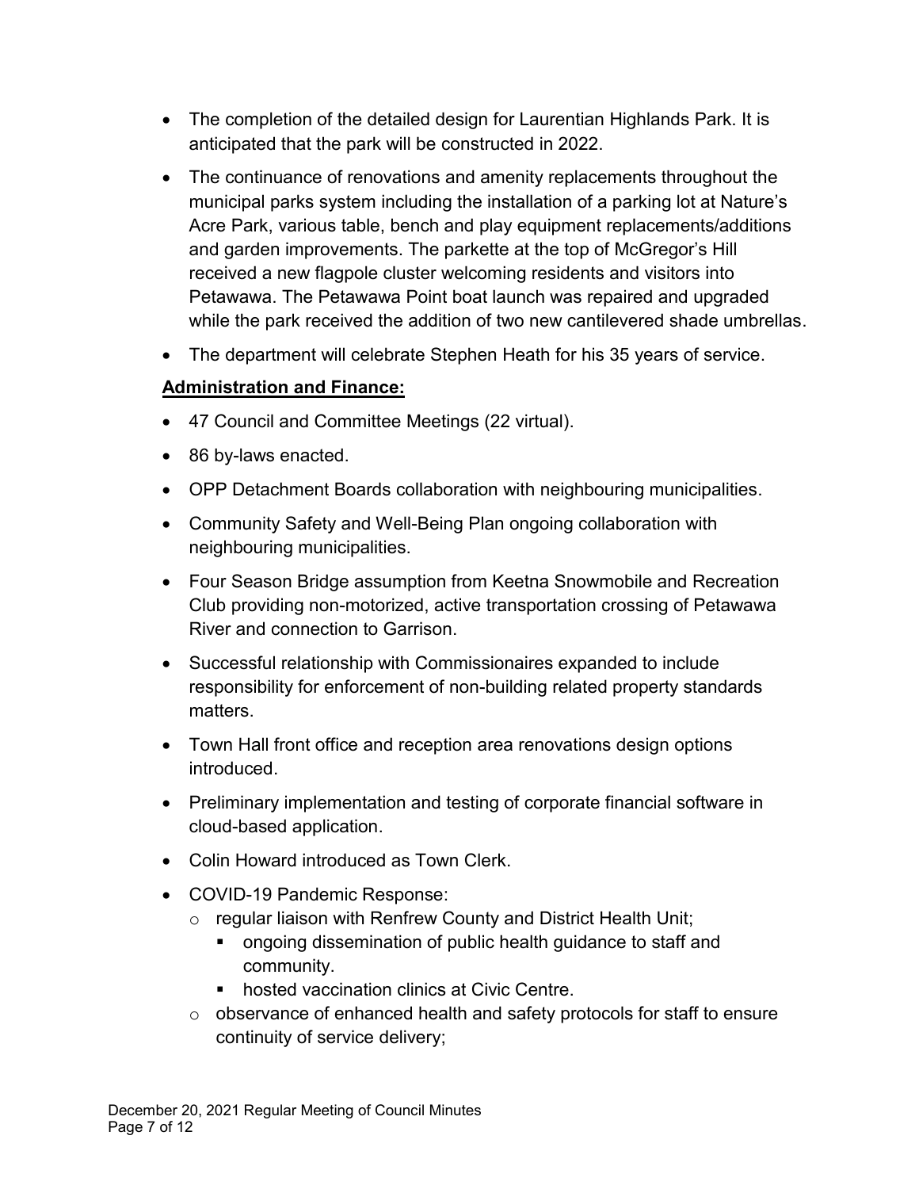- The completion of the detailed design for Laurentian Highlands Park. It is anticipated that the park will be constructed in 2022.
- The continuance of renovations and amenity replacements throughout the municipal parks system including the installation of a parking lot at Nature's Acre Park, various table, bench and play equipment replacements/additions and garden improvements. The parkette at the top of McGregor's Hill received a new flagpole cluster welcoming residents and visitors into Petawawa. The Petawawa Point boat launch was repaired and upgraded while the park received the addition of two new cantilevered shade umbrellas.
- The department will celebrate Stephen Heath for his 35 years of service.

**Administration and Finance:**

- 47 Council and Committee Meetings (22 virtual).
- 86 by-laws enacted.
- OPP Detachment Boards collaboration with neighbouring municipalities.
- Community Safety and Well-Being Plan ongoing collaboration with neighbouring municipalities.
- Four Season Bridge assumption from Keetna Snowmobile and Recreation Club providing non-motorized, active transportation crossing of Petawawa River and connection to Garrison.
- Successful relationship with Commissionaires expanded to include responsibility for enforcement of non-building related property standards matters.
- Town Hall front office and reception area renovations design options introduced.
- Preliminary implementation and testing of corporate financial software in cloud-based application.
- Colin Howard introduced as Town Clerk.
- COVID-19 Pandemic Response:
    - regular liaison with Renfrew County and District Health Unit;
        - ongoing dissemination of public health guidance to staff and community.
        - hosted vaccination clinics at Civic Centre.
    - observance of enhanced health and safety protocols for staff to ensure continuity of service delivery;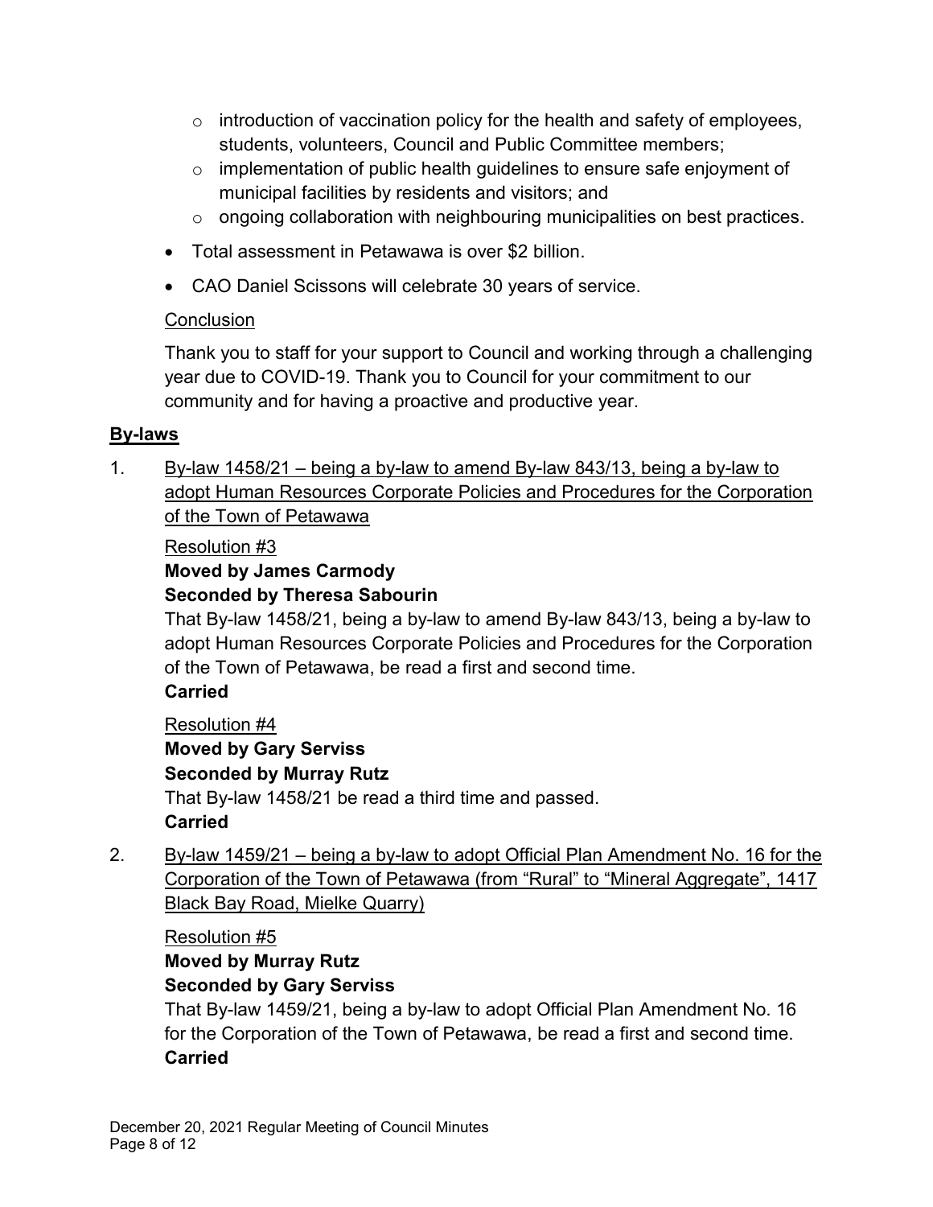- introduction of vaccination policy for the health and safety of employees, students, volunteers, Council and Public Committee members;
  - implementation of public health guidelines to ensure safe enjoyment of municipal facilities by residents and visitors; and
  - ongoing collaboration with neighbouring municipalities on best practices.
- Total assessment in Petawawa is over $2 billion.
- CAO Daniel Scissons will celebrate 30 years of service.

Conclusion

Thank you to staff for your support to Council and working through a challenging year due to COVID-19. Thank you to Council for your commitment to our community and for having a proactive and productive year.

## By-laws

1. By-law 1458/21 – being a by-law to amend By-law 843/13, being a by-law to adopt Human Resources Corporate Policies and Procedures for the Corporation of the Town of Petawawa

   Resolution #3
   **Moved by James Carmody**
   **Seconded by Theresa Sabourin**
   That By-law 1458/21, being a by-law to amend By-law 843/13, being a by-law to adopt Human Resources Corporate Policies and Procedures for the Corporation of the Town of Petawawa, be read a first and second time.
   **Carried**

   Resolution #4
   **Moved by Gary Serviss**
   **Seconded by Murray Rutz**
   That By-law 1458/21 be read a third time and passed.
   **Carried**

2. By-law 1459/21 – being a by-law to adopt Official Plan Amendment No. 16 for the Corporation of the Town of Petawawa (from "Rural" to "Mineral Aggregate", 1417 Black Bay Road, Mielke Quarry)

   Resolution #5
   **Moved by Murray Rutz**
   **Seconded by Gary Serviss**
   That By-law 1459/21, being a by-law to adopt Official Plan Amendment No. 16 for the Corporation of the Town of Petawawa, be read a first and second time.
   **Carried**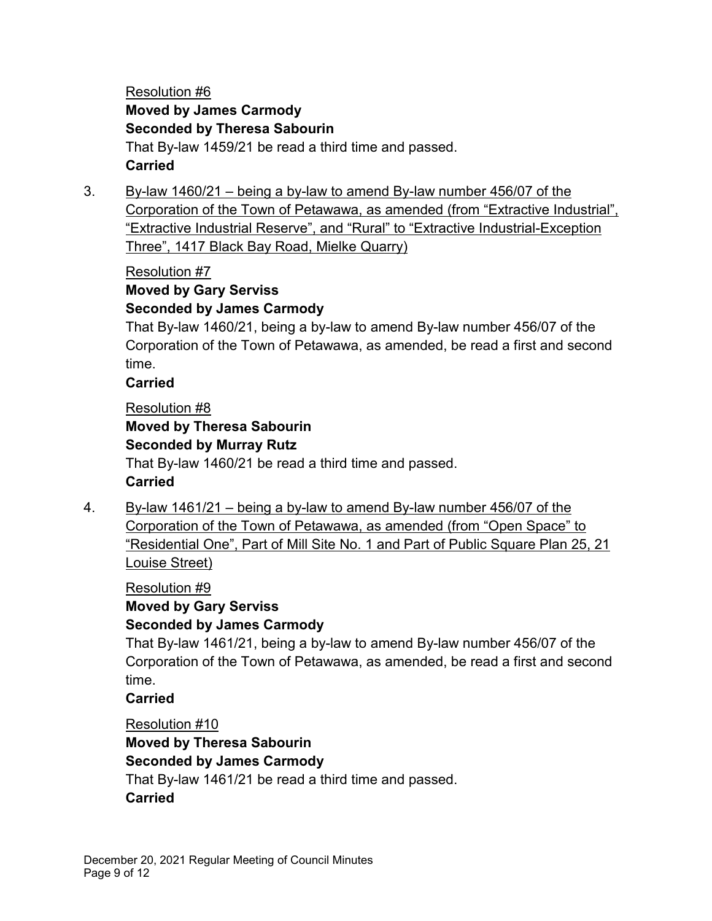Resolution #6

**Moved by James Carmody**

**Seconded by Theresa Sabourin**

That By-law 1459/21 be read a third time and passed.

**Carried**

3. By-law 1460/21 – being a by-law to amend By-law number 456/07 of the Corporation of the Town of Petawawa, as amended (from "Extractive Industrial", "Extractive Industrial Reserve", and "Rural" to "Extractive Industrial-Exception Three", 1417 Black Bay Road, Mielke Quarry)

Resolution #7

**Moved by Gary Serviss**

**Seconded by James Carmody**

That By-law 1460/21, being a by-law to amend By-law number 456/07 of the Corporation of the Town of Petawawa, as amended, be read a first and second time.

**Carried**

Resolution #8

**Moved by Theresa Sabourin**

**Seconded by Murray Rutz**

That By-law 1460/21 be read a third time and passed.

**Carried**

4. By-law 1461/21 – being a by-law to amend By-law number 456/07 of the Corporation of the Town of Petawawa, as amended (from "Open Space" to "Residential One", Part of Mill Site No. 1 and Part of Public Square Plan 25, 21 Louise Street)

Resolution #9

**Moved by Gary Serviss**

**Seconded by James Carmody**

That By-law 1461/21, being a by-law to amend By-law number 456/07 of the Corporation of the Town of Petawawa, as amended, be read a first and second time.

**Carried**

Resolution #10

**Moved by Theresa Sabourin**

**Seconded by James Carmody**

That By-law 1461/21 be read a third time and passed.

**Carried**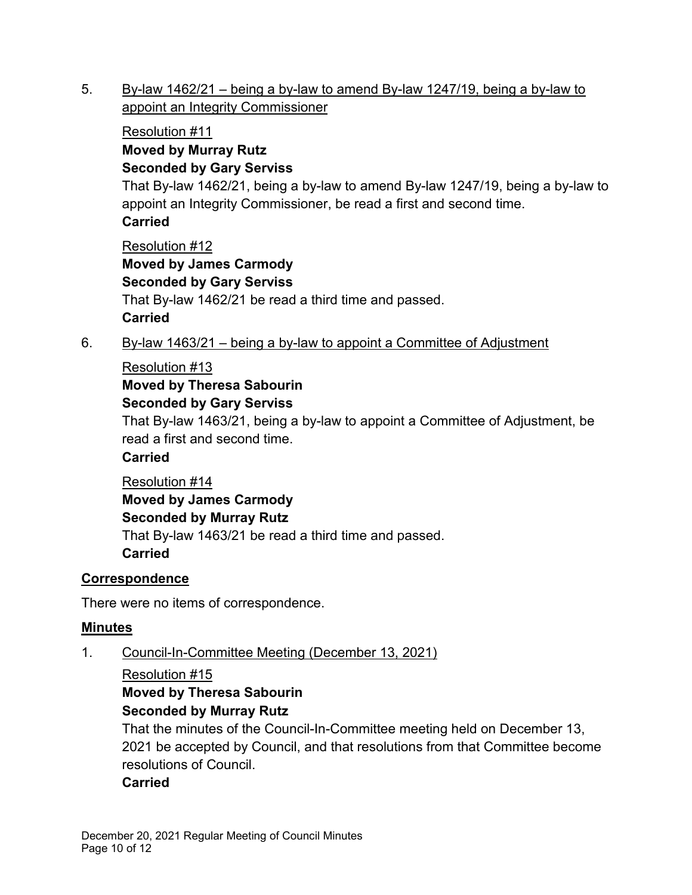5. By-law 1462/21 – being a by-law to amend By-law 1247/19, being a by-law to appoint an Integrity Commissioner

   Resolution #11
   **Moved by Murray Rutz**
   **Seconded by Gary Serviss**
   That By-law 1462/21, being a by-law to amend By-law 1247/19, being a by-law to appoint an Integrity Commissioner, be read a first and second time.
   **Carried**

   Resolution #12
   **Moved by James Carmody**
   **Seconded by Gary Serviss**
   That By-law 1462/21 be read a third time and passed.
   **Carried**

6. By-law 1463/21 – being a by-law to appoint a Committee of Adjustment

   Resolution #13
   **Moved by Theresa Sabourin**
   **Seconded by Gary Serviss**
   That By-law 1463/21, being a by-law to appoint a Committee of Adjustment, be read a first and second time.
   **Carried**

   Resolution #14
   **Moved by James Carmody**
   **Seconded by Murray Rutz**
   That By-law 1463/21 be read a third time and passed.
   **Carried**

## Correspondence

There were no items of correspondence.

## Minutes

1. Council-In-Committee Meeting (December 13, 2021)

   Resolution #15
   **Moved by Theresa Sabourin**
   **Seconded by Murray Rutz**
   That the minutes of the Council-In-Committee meeting held on December 13, 2021 be accepted by Council, and that resolutions from that Committee become resolutions of Council.
   **Carried**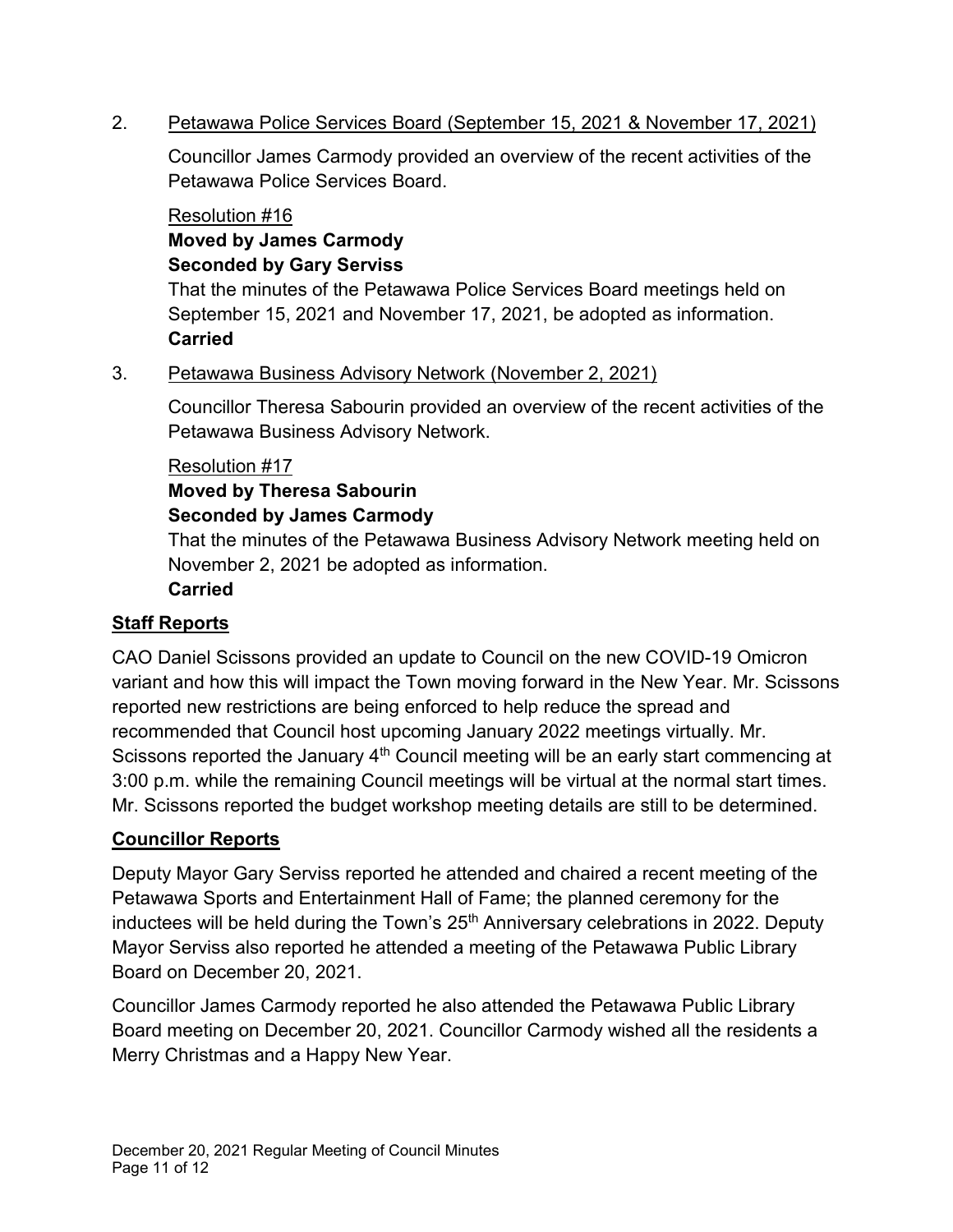2. Petawawa Police Services Board (September 15, 2021 & November 17, 2021)

   Councillor James Carmody provided an overview of the recent activities of the Petawawa Police Services Board.

   Resolution #16
   **Moved by James Carmody**
   **Seconded by Gary Serviss**
   That the minutes of the Petawawa Police Services Board meetings held on September 15, 2021 and November 17, 2021, be adopted as information.
   **Carried**

3. Petawawa Business Advisory Network (November 2, 2021)

   Councillor Theresa Sabourin provided an overview of the recent activities of the Petawawa Business Advisory Network.

   Resolution #17
   **Moved by Theresa Sabourin**
   **Seconded by James Carmody**
   That the minutes of the Petawawa Business Advisory Network meeting held on November 2, 2021 be adopted as information.
   **Carried**

## Staff Reports

CAO Daniel Scissons provided an update to Council on the new COVID-19 Omicron variant and how this will impact the Town moving forward in the New Year. Mr. Scissons reported new restrictions are being enforced to help reduce the spread and recommended that Council host upcoming January 2022 meetings virtually. Mr. Scissons reported the January 4th Council meeting will be an early start commencing at 3:00 p.m. while the remaining Council meetings will be virtual at the normal start times. Mr. Scissons reported the budget workshop meeting details are still to be determined.

## Councillor Reports

Deputy Mayor Gary Serviss reported he attended and chaired a recent meeting of the Petawawa Sports and Entertainment Hall of Fame; the planned ceremony for the inductees will be held during the Town's 25th Anniversary celebrations in 2022. Deputy Mayor Serviss also reported he attended a meeting of the Petawawa Public Library Board on December 20, 2021.

Councillor James Carmody reported he also attended the Petawawa Public Library Board meeting on December 20, 2021. Councillor Carmody wished all the residents a Merry Christmas and a Happy New Year.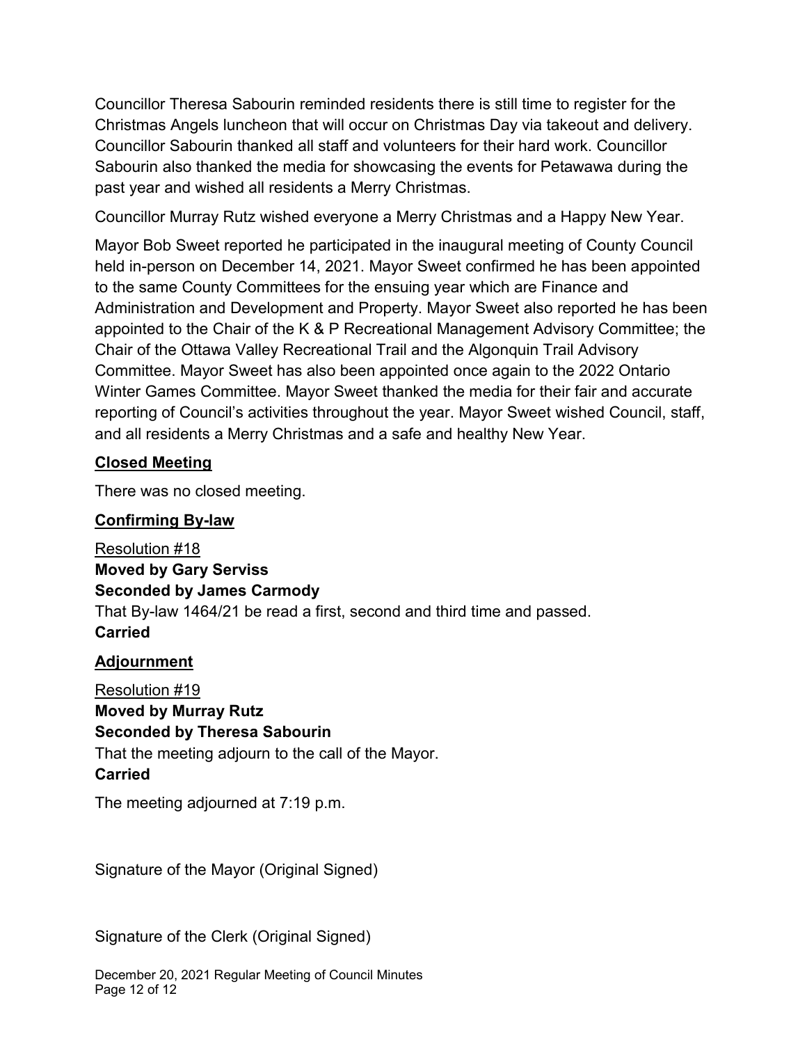Councillor Theresa Sabourin reminded residents there is still time to register for the Christmas Angels luncheon that will occur on Christmas Day via takeout and delivery. Councillor Sabourin thanked all staff and volunteers for their hard work. Councillor Sabourin also thanked the media for showcasing the events for Petawawa during the past year and wished all residents a Merry Christmas.

Councillor Murray Rutz wished everyone a Merry Christmas and a Happy New Year.

Mayor Bob Sweet reported he participated in the inaugural meeting of County Council held in-person on December 14, 2021. Mayor Sweet confirmed he has been appointed to the same County Committees for the ensuing year which are Finance and Administration and Development and Property. Mayor Sweet also reported he has been appointed to the Chair of the K & P Recreational Management Advisory Committee; the Chair of the Ottawa Valley Recreational Trail and the Algonquin Trail Advisory Committee. Mayor Sweet has also been appointed once again to the 2022 Ontario Winter Games Committee. Mayor Sweet thanked the media for their fair and accurate reporting of Council's activities throughout the year. Mayor Sweet wished Council, staff, and all residents a Merry Christmas and a safe and healthy New Year.

## Closed Meeting

There was no closed meeting.

## Confirming By-law

Resolution #18
**Moved by Gary Serviss**
**Seconded by James Carmody**
That By-law 1464/21 be read a first, second and third time and passed.
**Carried**

## Adjournment

Resolution #19
**Moved by Murray Rutz**
**Seconded by Theresa Sabourin**
That the meeting adjourn to the call of the Mayor.
**Carried**

The meeting adjourned at 7:19 p.m.

Signature of the Mayor (Original Signed)

Signature of the Clerk (Original Signed)